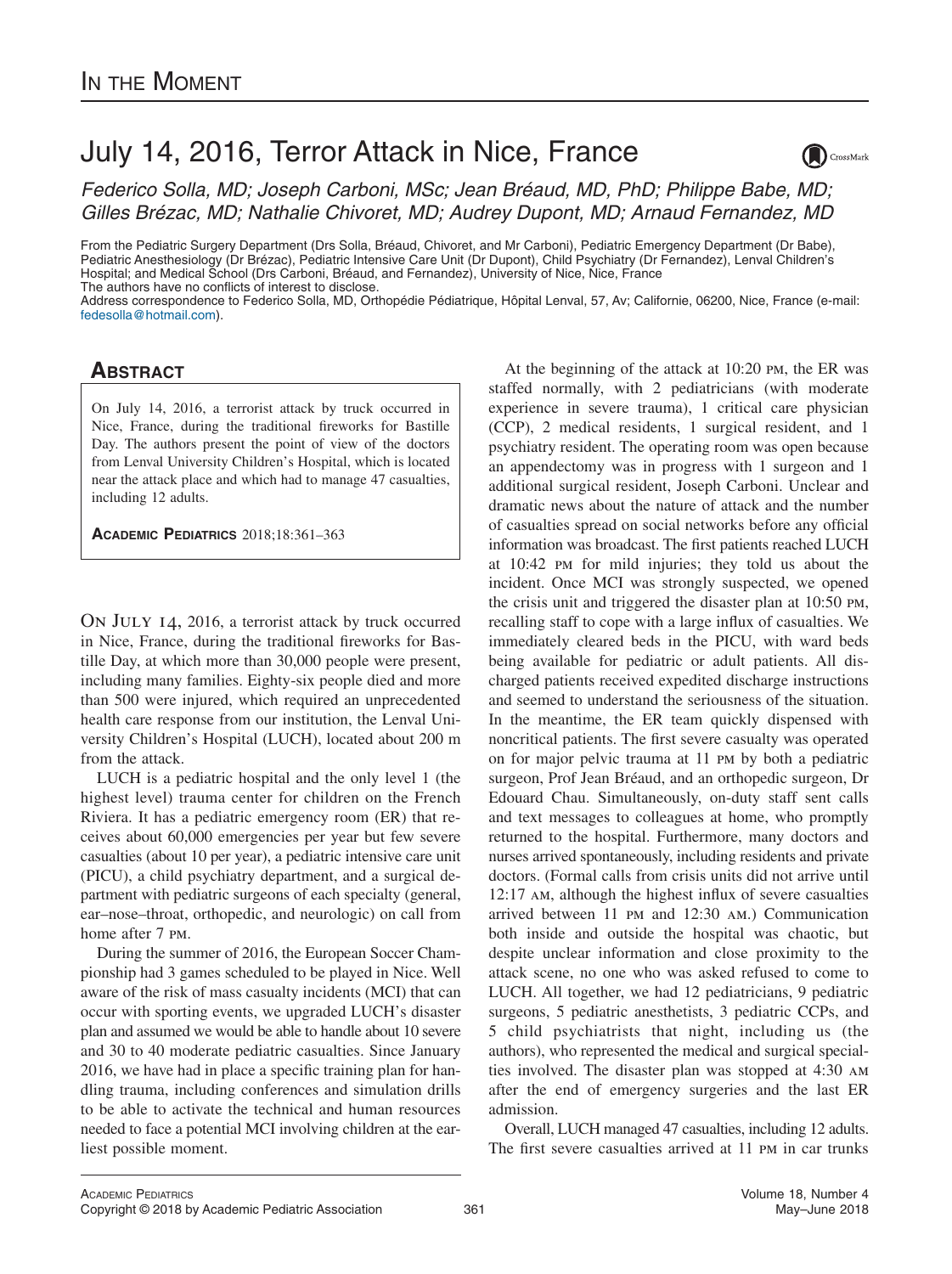# July 14, 2016, Terror Attack in Nice, France

*Federico Solla, MD; Joseph Carboni, MSc; Jean Bréaud, MD, PhD; Philippe Babe, MD; Gilles Brézac, MD; Nathalie Chivoret, MD; Audrey Dupont, MD; Arnaud Fernandez, MD*

From the Pediatric Surgery Department (Drs Solla, Bréaud, Chivoret, and Mr Carboni), Pediatric Emergency Department (Dr Babe), Pediatric Anesthesiology (Dr Brézac), Pediatric Intensive Care Unit (Dr Dupont), Child Psychiatry (Dr Fernandez), Lenval Children's Hospital; and Medical School (Drs Carboni, Bréaud, and Fernandez), University of Nice, Nice, France

The authors have no conflicts of interest to disclose.

Address correspondence to Federico Solla, MD, Orthopédie Pédiatrique, Hôpital Lenval, 57, Av; Californie, 06200, Nice, France (e-mail: fedesolla@hotmail.com).

## Abstract

On July 14, 2016, a terrorist attack by truck occurred in Nice, France, during the traditional fireworks for Bastille Day. The authors present the point of view of the doctors from Lenval University Children's Hospital, which is located near the attack place and which had to manage 47 casualties, including 12 adults.

**Academic Pediatrics** 2018;18:361–363

On July 14, 2016, a terrorist attack by truck occurred in Nice, France, during the traditional fireworks for Bastille Day, at which more than 30,000 people were present, including many families. Eighty-six people died and more than 500 were injured, which required an unprecedented health care response from our institution, the Lenval University Children's Hospital (LUCH), located about 200 m from the attack.

LUCH is a pediatric hospital and the only level 1 (the highest level) trauma center for children on the French Riviera. It has a pediatric emergency room (ER) that receives about 60,000 emergencies per year but few severe casualties (about 10 per year), a pediatric intensive care unit (PICU), a child psychiatry department, and a surgical department with pediatric surgeons of each specialty (general, ear–nose–throat, orthopedic, and neurologic) on call from home after 7 PM.

During the summer of 2016, the European Soccer Championship had 3 games scheduled to be played in Nice. Well aware of the risk of mass casualty incidents (MCI) that can occur with sporting events, we upgraded LUCH's disaster plan and assumed we would be able to handle about 10 severe and 30 to 40 moderate pediatric casualties. Since January 2016, we have had in place a specific training plan for handling trauma, including conferences and simulation drills to be able to activate the technical and human resources needed to face a potential MCI involving children at the earliest possible moment.

At the beginning of the attack at 10:20 PM, the ER was staffed normally, with 2 pediatricians (with moderate experience in severe trauma), 1 critical care physician (CCP), 2 medical residents, 1 surgical resident, and 1 psychiatry resident. The operating room was open because an appendectomy was in progress with 1 surgeon and 1 additional surgical resident, Joseph Carboni. Unclear and dramatic news about the nature of attack and the number of casualties spread on social networks before any official information was broadcast. The first patients reached LUCH at 10:42 PM for mild injuries; they told us about the incident. Once MCI was strongly suspected, we opened the crisis unit and triggered the disaster plan at 10:50 PM, recalling staff to cope with a large influx of casualties. We immediately cleared beds in the PICU, with ward beds being available for pediatric or adult patients. All discharged patients received expedited discharge instructions and seemed to understand the seriousness of the situation. In the meantime, the ER team quickly dispensed with noncritical patients. The first severe casualty was operated on for major pelvic trauma at 11 PM by both a pediatric surgeon, Prof Jean Bréaud, and an orthopedic surgeon, Dr Edouard Chau. Simultaneously, on-duty staff sent calls and text messages to colleagues at home, who promptly returned to the hospital. Furthermore, many doctors and nurses arrived spontaneously, including residents and private doctors. (Formal calls from crisis units did not arrive until 12:17 AM, although the highest influx of severe casualties arrived between 11 PM and 12:30 AM.) Communication both inside and outside the hospital was chaotic, but despite unclear information and close proximity to the attack scene, no one who was asked refused to come to LUCH. All together, we had 12 pediatricians, 9 pediatric surgeons, 5 pediatric anesthetists, 3 pediatric CCPs, and 5 child psychiatrists that night, including us (the authors), who represented the medical and surgical specialties involved. The disaster plan was stopped at 4:30 AM after the end of emergency surgeries and the last ER admission.

Overall, LUCH managed 47 casualties, including 12 adults. The first severe casualties arrived at 11 PM in car trunks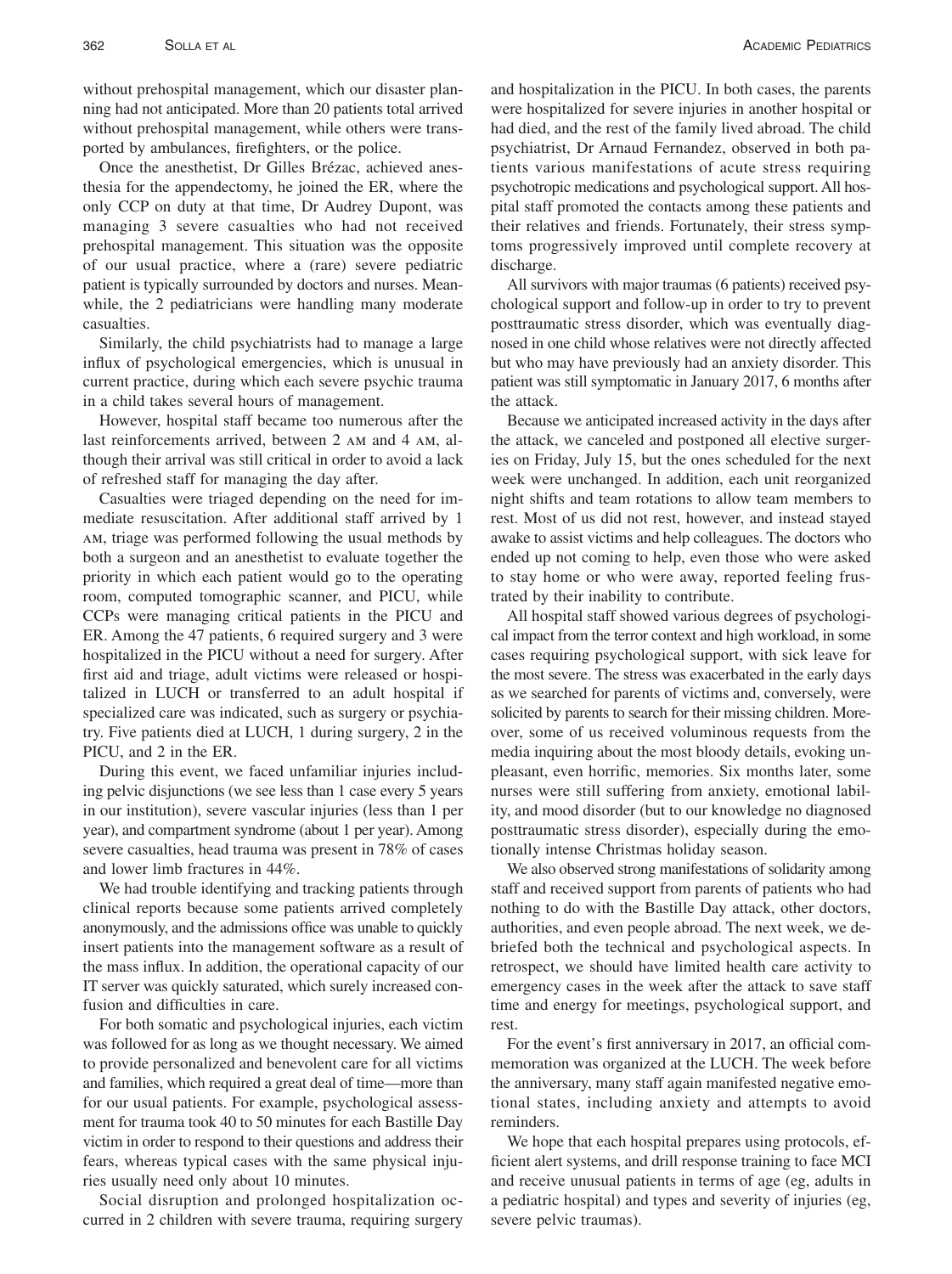without prehospital management, which our disaster planning had not anticipated. More than 20 patients total arrived without prehospital management, while others were transported by ambulances, firefighters, or the police.

Once the anesthetist, Dr Gilles Brézac, achieved anesthesia for the appendectomy, he joined the ER, where the only CCP on duty at that time, Dr Audrey Dupont, was managing 3 severe casualties who had not received prehospital management. This situation was the opposite of our usual practice, where a (rare) severe pediatric patient is typically surrounded by doctors and nurses. Meanwhile, the 2 pediatricians were handling many moderate casualties.

Similarly, the child psychiatrists had to manage a large influx of psychological emergencies, which is unusual in current practice, during which each severe psychic trauma in a child takes several hours of management.

However, hospital staff became too numerous after the last reinforcements arrived, between 2 AM and 4 AM, although their arrival was still critical in order to avoid a lack of refreshed staff for managing the day after.

Casualties were triaged depending on the need for immediate resuscitation. After additional staff arrived by 1 AM, triage was performed following the usual methods by both a surgeon and an anesthetist to evaluate together the priority in which each patient would go to the operating room, computed tomographic scanner, and PICU, while CCPs were managing critical patients in the PICU and ER. Among the 47 patients, 6 required surgery and 3 were hospitalized in the PICU without a need for surgery. After first aid and triage, adult victims were released or hospitalized in LUCH or transferred to an adult hospital if specialized care was indicated, such as surgery or psychiatry. Five patients died at LUCH, 1 during surgery, 2 in the PICU, and 2 in the ER.

During this event, we faced unfamiliar injuries including pelvic disjunctions (we see less than 1 case every 5 years in our institution), severe vascular injuries (less than 1 per year), and compartment syndrome (about 1 per year). Among severe casualties, head trauma was present in 78% of cases and lower limb fractures in 44%.

We had trouble identifying and tracking patients through clinical reports because some patients arrived completely anonymously, and the admissions office was unable to quickly insert patients into the management software as a result of the mass influx. In addition, the operational capacity of our IT server was quickly saturated, which surely increased confusion and difficulties in care.

For both somatic and psychological injuries, each victim was followed for as long as we thought necessary. We aimed to provide personalized and benevolent care for all victims and families, which required a great deal of time—more than for our usual patients. For example, psychological assessment for trauma took 40 to 50 minutes for each Bastille Day victim in order to respond to their questions and address their fears, whereas typical cases with the same physical injuries usually need only about 10 minutes.

Social disruption and prolonged hospitalization occurred in 2 children with severe trauma, requiring surgery and hospitalization in the PICU. In both cases, the parents were hospitalized for severe injuries in another hospital or had died, and the rest of the family lived abroad. The child psychiatrist, Dr Arnaud Fernandez, observed in both patients various manifestations of acute stress requiring psychotropic medications and psychological support. All hospital staff promoted the contacts among these patients and their relatives and friends. Fortunately, their stress symptoms progressively improved until complete recovery at discharge.

All survivors with major traumas (6 patients) received psychological support and follow-up in order to try to prevent posttraumatic stress disorder, which was eventually diagnosed in one child whose relatives were not directly affected but who may have previously had an anxiety disorder. This patient was still symptomatic in January 2017, 6 months after the attack.

Because we anticipated increased activity in the days after the attack, we canceled and postponed all elective surgeries on Friday, July 15, but the ones scheduled for the next week were unchanged. In addition, each unit reorganized night shifts and team rotations to allow team members to rest. Most of us did not rest, however, and instead stayed awake to assist victims and help colleagues. The doctors who ended up not coming to help, even those who were asked to stay home or who were away, reported feeling frustrated by their inability to contribute.

All hospital staff showed various degrees of psychological impact from the terror context and high workload, in some cases requiring psychological support, with sick leave for the most severe. The stress was exacerbated in the early days as we searched for parents of victims and, conversely, were solicited by parents to search for their missing children. Moreover, some of us received voluminous requests from the media inquiring about the most bloody details, evoking unpleasant, even horrific, memories. Six months later, some nurses were still suffering from anxiety, emotional lability, and mood disorder (but to our knowledge no diagnosed posttraumatic stress disorder), especially during the emotionally intense Christmas holiday season.

We also observed strong manifestations of solidarity among staff and received support from parents of patients who had nothing to do with the Bastille Day attack, other doctors, authorities, and even people abroad. The next week, we debriefed both the technical and psychological aspects. In retrospect, we should have limited health care activity to emergency cases in the week after the attack to save staff time and energy for meetings, psychological support, and rest.

For the event's first anniversary in 2017, an official commemoration was organized at the LUCH. The week before the anniversary, many staff again manifested negative emotional states, including anxiety and attempts to avoid reminders.

We hope that each hospital prepares using protocols, efficient alert systems, and drill response training to face MCI and receive unusual patients in terms of age (eg, adults in a pediatric hospital) and types and severity of injuries (eg, severe pelvic traumas).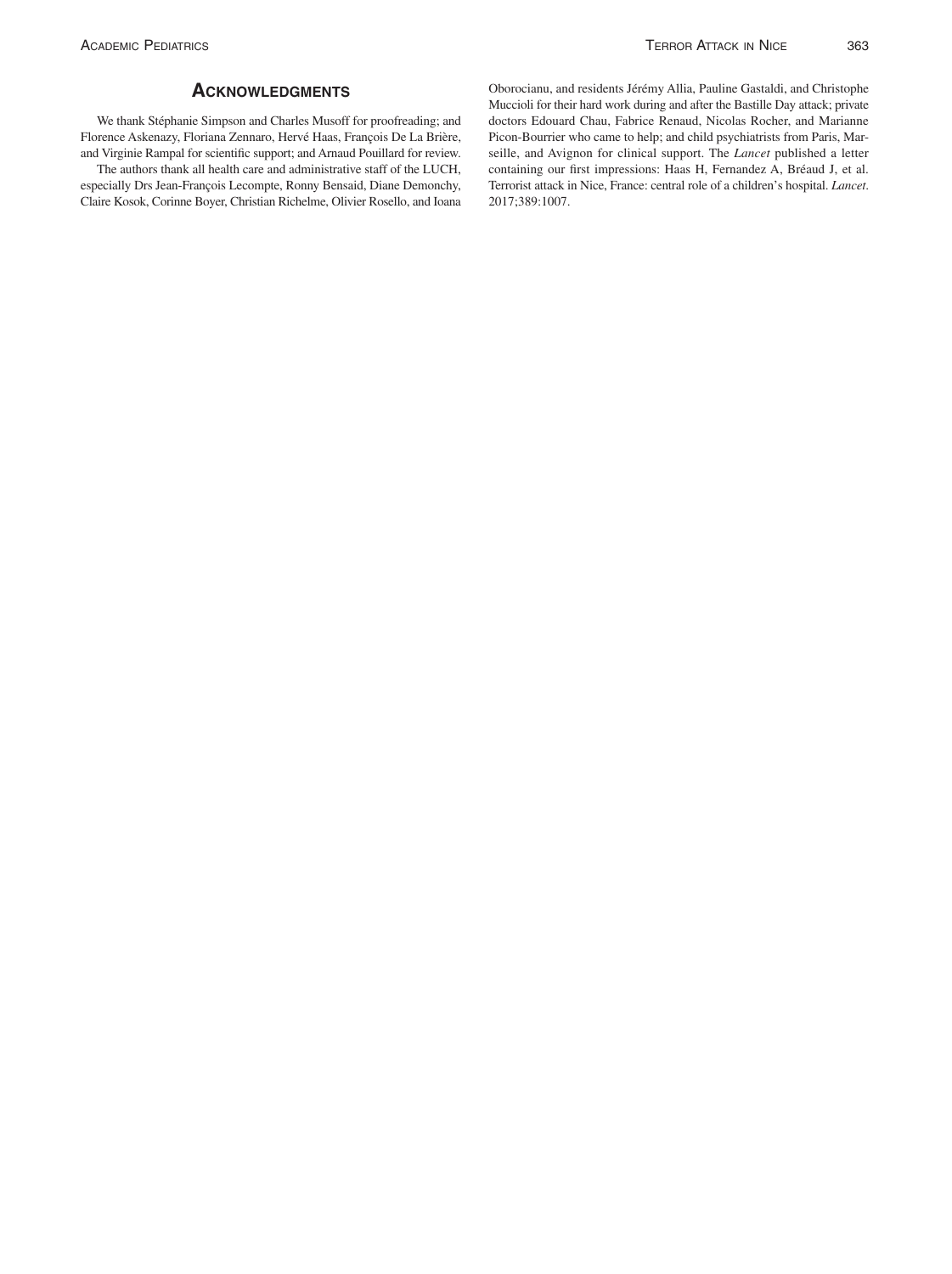## Acknowledgments

We thank Stéphanie Simpson and Charles Musoff for proofreading; and Florence Askenazy, Floriana Zennaro, Hervé Haas, François De La Brière, and Virginie Rampal for scientific support; and Arnaud Pouillard for review.

The authors thank all health care and administrative staff of the LUCH, especially Drs Jean-François Lecompte, Ronny Bensaid, Diane Demonchy, Claire Kosok, Corinne Boyer, Christian Richelme, Olivier Rosello, and Ioana Oborocianu, and residents Jérémy Allia, Pauline Gastaldi, and Christophe Muccioli for their hard work during and after the Bastille Day attack; private doctors Edouard Chau, Fabrice Renaud, Nicolas Rocher, and Marianne Picon-Bourrier who came to help; and child psychiatrists from Paris, Marseille, and Avignon for clinical support. The *Lancet* published a letter containing our first impressions: Haas H, Fernandez A, Bréaud J, et al. Terrorist attack in Nice, France: central role of a children's hospital. *Lancet*. 2017;389:1007.